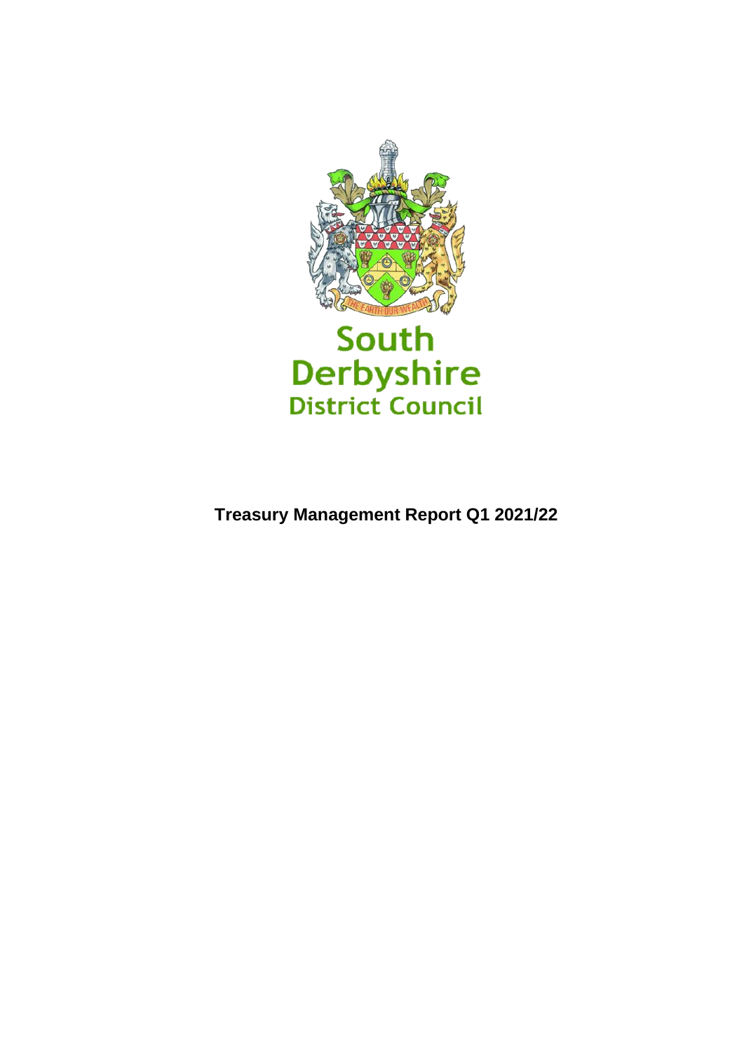South Derbyshire District Council

# Treasury Management Report Q1 2021/22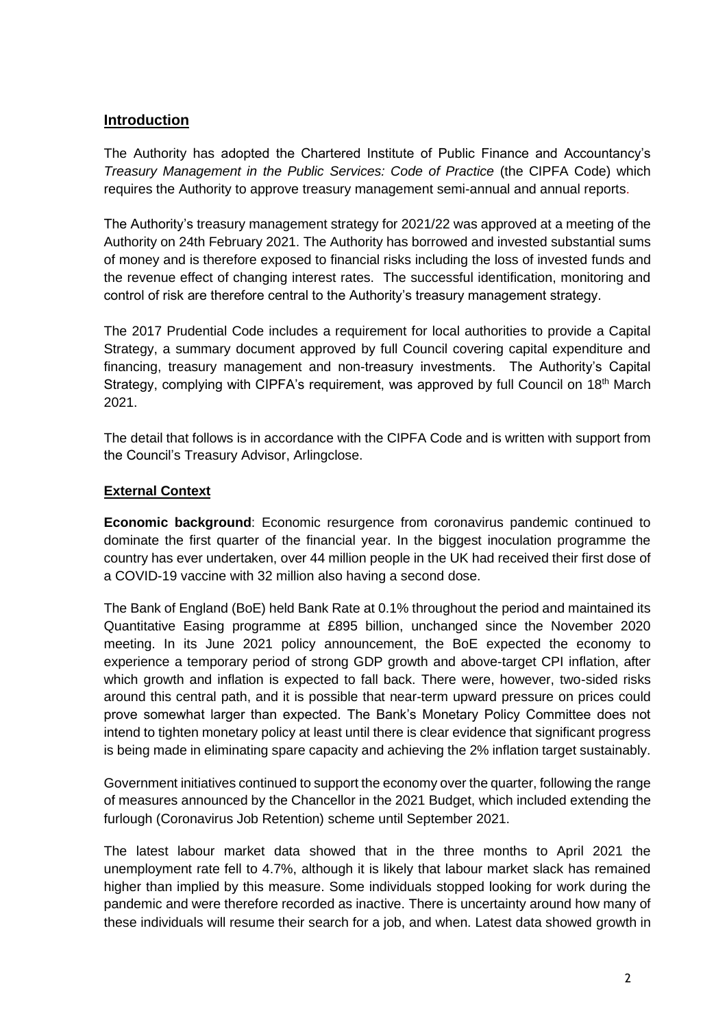## Introduction

The Authority has adopted the Chartered Institute of Public Finance and Accountancy's *Treasury Management in the Public Services: Code of Practice* (the CIPFA Code) which requires the Authority to approve treasury management semi-annual and annual reports.

The Authority's treasury management strategy for 2021/22 was approved at a meeting of the Authority on 24th February 2021. The Authority has borrowed and invested substantial sums of money and is therefore exposed to financial risks including the loss of invested funds and the revenue effect of changing interest rates. The successful identification, monitoring and control of risk are therefore central to the Authority's treasury management strategy.

The 2017 Prudential Code includes a requirement for local authorities to provide a Capital Strategy, a summary document approved by full Council covering capital expenditure and financing, treasury management and non-treasury investments. The Authority's Capital Strategy, complying with CIPFA's requirement, was approved by full Council on 18th March 2021.

The detail that follows is in accordance with the CIPFA Code and is written with support from the Council's Treasury Advisor, Arlingclose.

## External Context

**Economic background**: Economic resurgence from coronavirus pandemic continued to dominate the first quarter of the financial year. In the biggest inoculation programme the country has ever undertaken, over 44 million people in the UK had received their first dose of a COVID-19 vaccine with 32 million also having a second dose.

The Bank of England (BoE) held Bank Rate at 0.1% throughout the period and maintained its Quantitative Easing programme at £895 billion, unchanged since the November 2020 meeting. In its June 2021 policy announcement, the BoE expected the economy to experience a temporary period of strong GDP growth and above-target CPI inflation, after which growth and inflation is expected to fall back. There were, however, two-sided risks around this central path, and it is possible that near-term upward pressure on prices could prove somewhat larger than expected. The Bank's Monetary Policy Committee does not intend to tighten monetary policy at least until there is clear evidence that significant progress is being made in eliminating spare capacity and achieving the 2% inflation target sustainably.

Government initiatives continued to support the economy over the quarter, following the range of measures announced by the Chancellor in the 2021 Budget, which included extending the furlough (Coronavirus Job Retention) scheme until September 2021.

The latest labour market data showed that in the three months to April 2021 the unemployment rate fell to 4.7%, although it is likely that labour market slack has remained higher than implied by this measure. Some individuals stopped looking for work during the pandemic and were therefore recorded as inactive. There is uncertainty around how many of these individuals will resume their search for a job, and when. Latest data showed growth in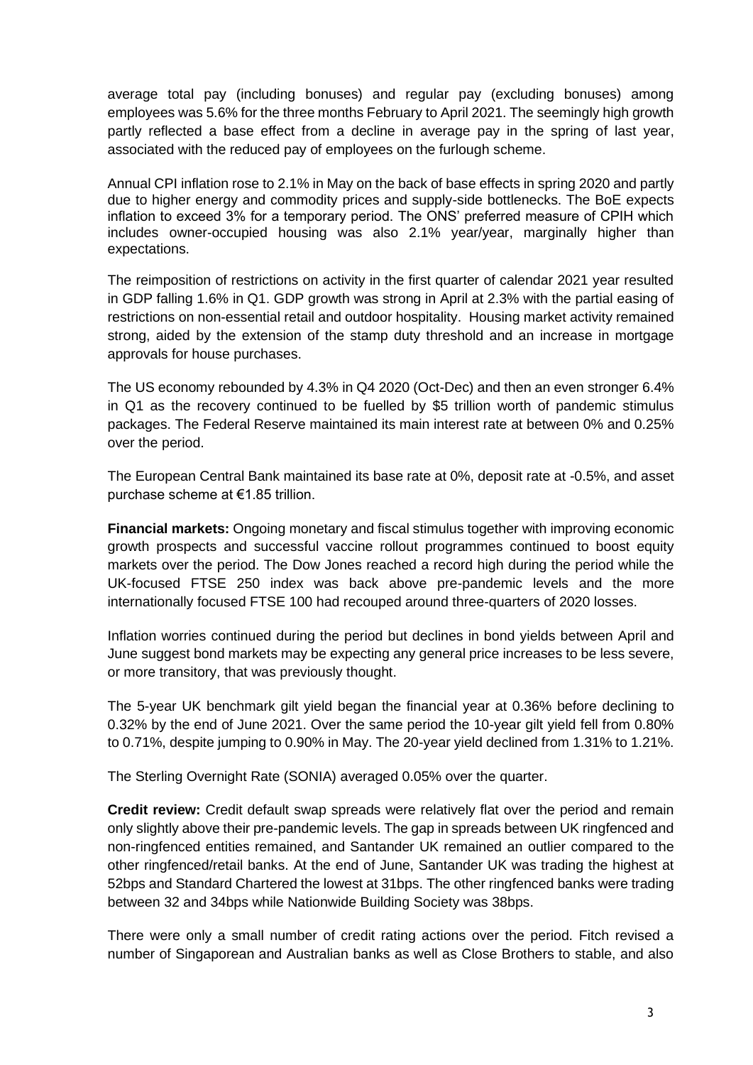average total pay (including bonuses) and regular pay (excluding bonuses) among employees was 5.6% for the three months February to April 2021. The seemingly high growth partly reflected a base effect from a decline in average pay in the spring of last year, associated with the reduced pay of employees on the furlough scheme.

Annual CPI inflation rose to 2.1% in May on the back of base effects in spring 2020 and partly due to higher energy and commodity prices and supply-side bottlenecks. The BoE expects inflation to exceed 3% for a temporary period. The ONS' preferred measure of CPIH which includes owner-occupied housing was also 2.1% year/year, marginally higher than expectations.

The reimposition of restrictions on activity in the first quarter of calendar 2021 year resulted in GDP falling 1.6% in Q1. GDP growth was strong in April at 2.3% with the partial easing of restrictions on non-essential retail and outdoor hospitality. Housing market activity remained strong, aided by the extension of the stamp duty threshold and an increase in mortgage approvals for house purchases.

The US economy rebounded by 4.3% in Q4 2020 (Oct-Dec) and then an even stronger 6.4% in Q1 as the recovery continued to be fuelled by $5 trillion worth of pandemic stimulus packages. The Federal Reserve maintained its main interest rate at between 0% and 0.25% over the period.

The European Central Bank maintained its base rate at 0%, deposit rate at -0.5%, and asset purchase scheme at €1.85 trillion.

**Financial markets:** Ongoing monetary and fiscal stimulus together with improving economic growth prospects and successful vaccine rollout programmes continued to boost equity markets over the period. The Dow Jones reached a record high during the period while the UK-focused FTSE 250 index was back above pre-pandemic levels and the more internationally focused FTSE 100 had recouped around three-quarters of 2020 losses.

Inflation worries continued during the period but declines in bond yields between April and June suggest bond markets may be expecting any general price increases to be less severe, or more transitory, that was previously thought.

The 5-year UK benchmark gilt yield began the financial year at 0.36% before declining to 0.32% by the end of June 2021. Over the same period the 10-year gilt yield fell from 0.80% to 0.71%, despite jumping to 0.90% in May. The 20-year yield declined from 1.31% to 1.21%.

The Sterling Overnight Rate (SONIA) averaged 0.05% over the quarter.

**Credit review:** Credit default swap spreads were relatively flat over the period and remain only slightly above their pre-pandemic levels. The gap in spreads between UK ringfenced and non-ringfenced entities remained, and Santander UK remained an outlier compared to the other ringfenced/retail banks. At the end of June, Santander UK was trading the highest at 52bps and Standard Chartered the lowest at 31bps. The other ringfenced banks were trading between 32 and 34bps while Nationwide Building Society was 38bps.

There were only a small number of credit rating actions over the period. Fitch revised a number of Singaporean and Australian banks as well as Close Brothers to stable, and also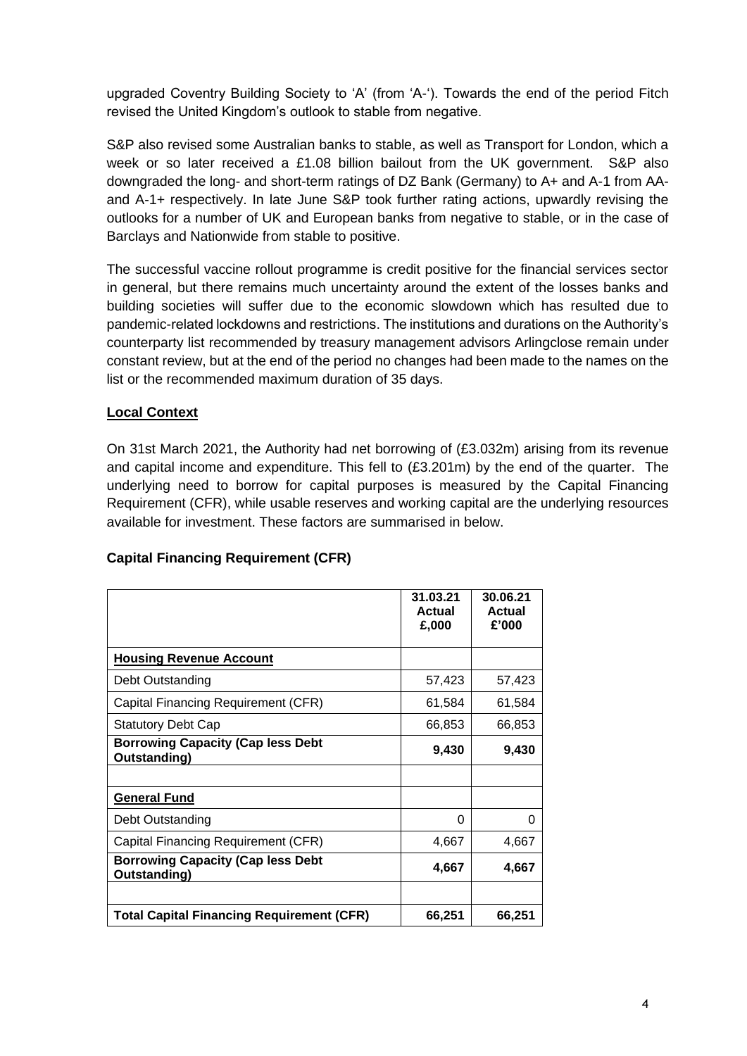upgraded Coventry Building Society to 'A' (from 'A-'). Towards the end of the period Fitch revised the United Kingdom's outlook to stable from negative.

S&P also revised some Australian banks to stable, as well as Transport for London, which a week or so later received a £1.08 billion bailout from the UK government. S&P also downgraded the long- and short-term ratings of DZ Bank (Germany) to A+ and A-1 from AA- and A-1+ respectively. In late June S&P took further rating actions, upwardly revising the outlooks for a number of UK and European banks from negative to stable, or in the case of Barclays and Nationwide from stable to positive.

The successful vaccine rollout programme is credit positive for the financial services sector in general, but there remains much uncertainty around the extent of the losses banks and building societies will suffer due to the economic slowdown which has resulted due to pandemic-related lockdowns and restrictions. The institutions and durations on the Authority's counterparty list recommended by treasury management advisors Arlingclose remain under constant review, but at the end of the period no changes had been made to the names on the list or the recommended maximum duration of 35 days.

**Local Context**

On 31st March 2021, the Authority had net borrowing of (£3.032m) arising from its revenue and capital income and expenditure. This fell to (£3.201m) by the end of the quarter. The underlying need to borrow for capital purposes is measured by the Capital Financing Requirement (CFR), while usable reserves and working capital are the underlying resources available for investment. These factors are summarised in below.

**Capital Financing Requirement (CFR)**

| | 31.03.21 Actual £,000 | 30.06.21 Actual £'000 |
|---|---|---|
| **Housing Revenue Account** | | |
| Debt Outstanding | 57,423 | 57,423 |
| Capital Financing Requirement (CFR) | 61,584 | 61,584 |
| Statutory Debt Cap | 66,853 | 66,853 |
| **Borrowing Capacity (Cap less Debt Outstanding)** | **9,430** | **9,430** |
| | | |
| **General Fund** | | |
| Debt Outstanding | 0 | 0 |
| Capital Financing Requirement (CFR) | 4,667 | 4,667 |
| **Borrowing Capacity (Cap less Debt Outstanding)** | **4,667** | **4,667** |
| | | |
| **Total Capital Financing Requirement (CFR)** | **66,251** | **66,251** |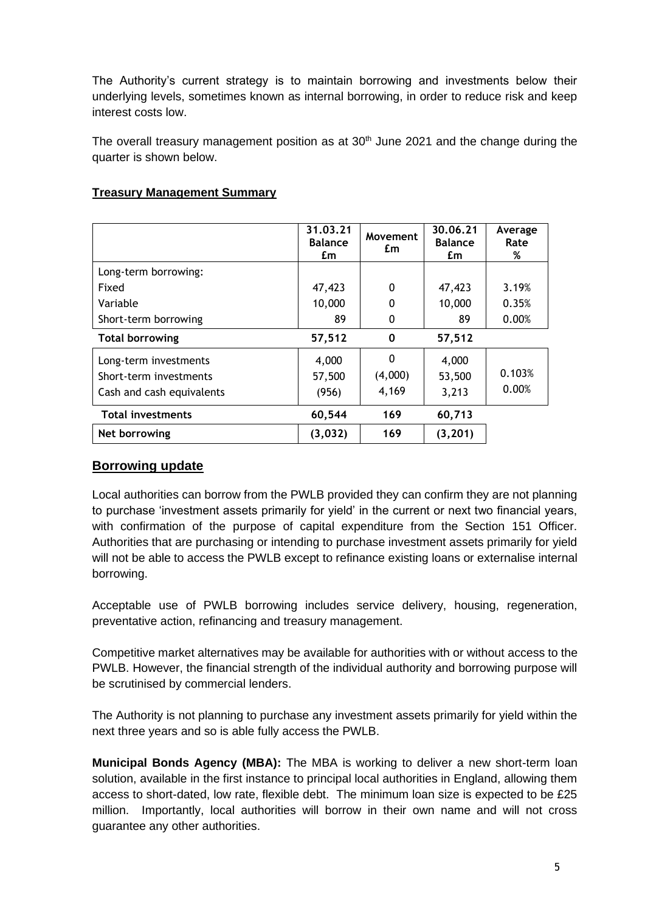The Authority's current strategy is to maintain borrowing and investments below their underlying levels, sometimes known as internal borrowing, in order to reduce risk and keep interest costs low.

The overall treasury management position as at 30th June 2021 and the change during the quarter is shown below.

**Treasury Management Summary**

| | 31.03.21 Balance £m | Movement £m | 30.06.21 Balance £m | Average Rate % |
|---|---|---|---|---|
| Long-term borrowing: | | | | |
| Fixed | 47,423 | 0 | 47,423 | 3.19% |
| Variable | 10,000 | 0 | 10,000 | 0.35% |
| Short-term borrowing | 89 | 0 | 89 | 0.00% |
| **Total borrowing** | **57,512** | **0** | **57,512** | |
| Long-term investments | 4,000 | 0 | 4,000 | |
| Short-term investments | 57,500 | (4,000) | 53,500 | 0.103% |
| Cash and cash equivalents | (956) | 4,169 | 3,213 | 0.00% |
| **Total investments** | **60,544** | **169** | **60,713** | |
| **Net borrowing** | **(3,032)** | **169** | **(3,201)** | |

## Borrowing update

Local authorities can borrow from the PWLB provided they can confirm they are not planning to purchase 'investment assets primarily for yield' in the current or next two financial years, with confirmation of the purpose of capital expenditure from the Section 151 Officer. Authorities that are purchasing or intending to purchase investment assets primarily for yield will not be able to access the PWLB except to refinance existing loans or externalise internal borrowing.

Acceptable use of PWLB borrowing includes service delivery, housing, regeneration, preventative action, refinancing and treasury management.

Competitive market alternatives may be available for authorities with or without access to the PWLB. However, the financial strength of the individual authority and borrowing purpose will be scrutinised by commercial lenders.

The Authority is not planning to purchase any investment assets primarily for yield within the next three years and so is able fully access the PWLB.

**Municipal Bonds Agency (MBA):** The MBA is working to deliver a new short-term loan solution, available in the first instance to principal local authorities in England, allowing them access to short-dated, low rate, flexible debt. The minimum loan size is expected to be £25 million. Importantly, local authorities will borrow in their own name and will not cross guarantee any other authorities.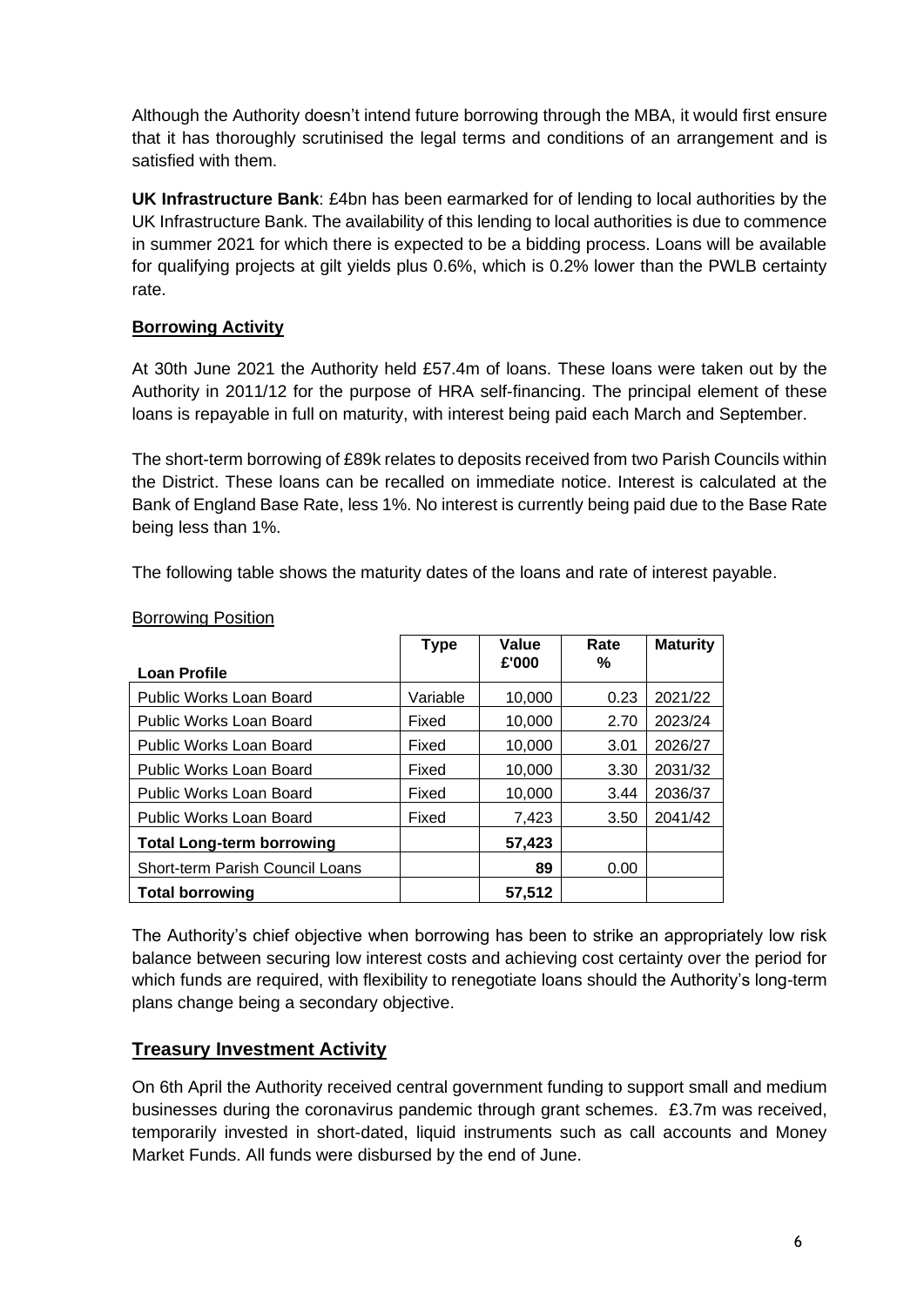Although the Authority doesn't intend future borrowing through the MBA, it would first ensure that it has thoroughly scrutinised the legal terms and conditions of an arrangement and is satisfied with them.

**UK Infrastructure Bank**: £4bn has been earmarked for of lending to local authorities by the UK Infrastructure Bank. The availability of this lending to local authorities is due to commence in summer 2021 for which there is expected to be a bidding process. Loans will be available for qualifying projects at gilt yields plus 0.6%, which is 0.2% lower than the PWLB certainty rate.

### Borrowing Activity

At 30th June 2021 the Authority held £57.4m of loans. These loans were taken out by the Authority in 2011/12 for the purpose of HRA self-financing. The principal element of these loans is repayable in full on maturity, with interest being paid each March and September.

The short-term borrowing of £89k relates to deposits received from two Parish Councils within the District. These loans can be recalled on immediate notice. Interest is calculated at the Bank of England Base Rate, less 1%. No interest is currently being paid due to the Base Rate being less than 1%.

The following table shows the maturity dates of the loans and rate of interest payable.

Borrowing Position

| Loan Profile | Type | Value £'000 | Rate % | Maturity |
|---|---|---|---|---|
| Public Works Loan Board | Variable | 10,000 | 0.23 | 2021/22 |
| Public Works Loan Board | Fixed | 10,000 | 2.70 | 2023/24 |
| Public Works Loan Board | Fixed | 10,000 | 3.01 | 2026/27 |
| Public Works Loan Board | Fixed | 10,000 | 3.30 | 2031/32 |
| Public Works Loan Board | Fixed | 10,000 | 3.44 | 2036/37 |
| Public Works Loan Board | Fixed | 7,423 | 3.50 | 2041/42 |
| **Total Long-term borrowing** | | **57,423** | | |
| Short-term Parish Council Loans | | **89** | 0.00 | |
| **Total borrowing** | | **57,512** | | |

The Authority's chief objective when borrowing has been to strike an appropriately low risk balance between securing low interest costs and achieving cost certainty over the period for which funds are required, with flexibility to renegotiate loans should the Authority's long-term plans change being a secondary objective.

## Treasury Investment Activity

On 6th April the Authority received central government funding to support small and medium businesses during the coronavirus pandemic through grant schemes. £3.7m was received, temporarily invested in short-dated, liquid instruments such as call accounts and Money Market Funds. All funds were disbursed by the end of June.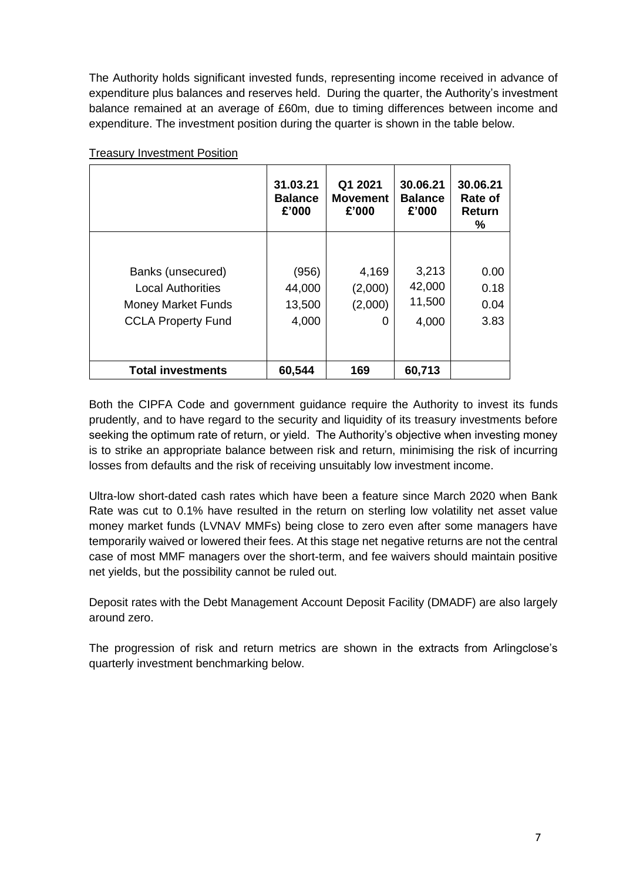The Authority holds significant invested funds, representing income received in advance of expenditure plus balances and reserves held. During the quarter, the Authority's investment balance remained at an average of £60m, due to timing differences between income and expenditure. The investment position during the quarter is shown in the table below.

Treasury Investment Position

| | 31.03.21 Balance £'000 | Q1 2021 Movement £'000 | 30.06.21 Balance £'000 | 30.06.21 Rate of Return % |
|---|---|---|---|---|
| Banks (unsecured) | (956) | 4,169 | 3,213 | 0.00 |
| Local Authorities | 44,000 | (2,000) | 42,000 | 0.18 |
| Money Market Funds | 13,500 | (2,000) | 11,500 | 0.04 |
| CCLA Property Fund | 4,000 | 0 | 4,000 | 3.83 |
| **Total investments** | **60,544** | **169** | **60,713** | |

Both the CIPFA Code and government guidance require the Authority to invest its funds prudently, and to have regard to the security and liquidity of its treasury investments before seeking the optimum rate of return, or yield. The Authority's objective when investing money is to strike an appropriate balance between risk and return, minimising the risk of incurring losses from defaults and the risk of receiving unsuitably low investment income.

Ultra-low short-dated cash rates which have been a feature since March 2020 when Bank Rate was cut to 0.1% have resulted in the return on sterling low volatility net asset value money market funds (LVNAV MMFs) being close to zero even after some managers have temporarily waived or lowered their fees. At this stage net negative returns are not the central case of most MMF managers over the short-term, and fee waivers should maintain positive net yields, but the possibility cannot be ruled out.

Deposit rates with the Debt Management Account Deposit Facility (DMADF) are also largely around zero.

The progression of risk and return metrics are shown in the extracts from Arlingclose's quarterly investment benchmarking below.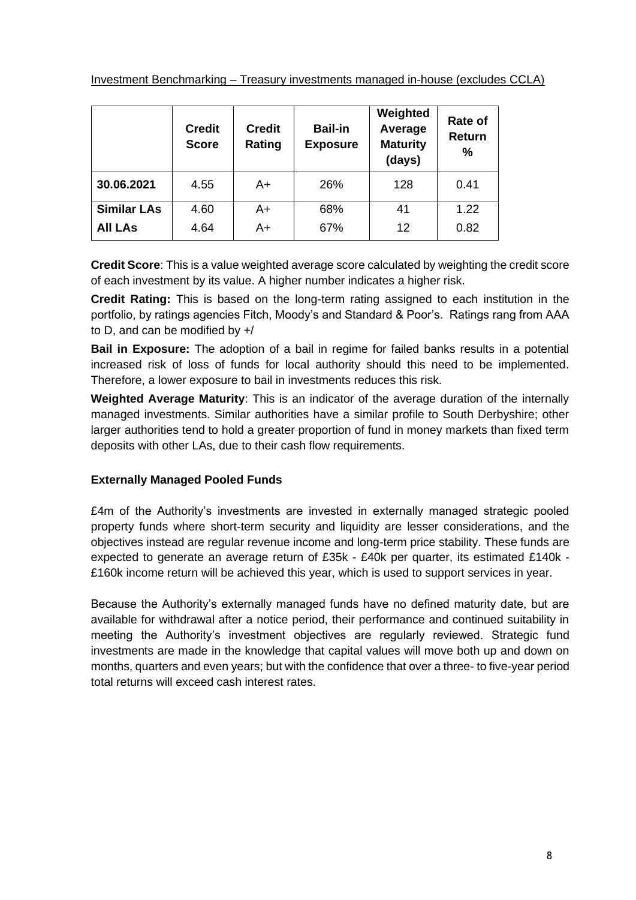Investment Benchmarking – Treasury investments managed in-house (excludes CCLA)

| | Credit Score | Credit Rating | Bail-in Exposure | Weighted Average Maturity (days) | Rate of Return % |
|---|---|---|---|---|---|
| **30.06.2021** | 4.55 | A+ | 26% | 128 | 0.41 |
| **Similar LAs** | 4.60 | A+ | 68% | 41 | 1.22 |
| **All LAs** | 4.64 | A+ | 67% | 12 | 0.82 |

**Credit Score**: This is a value weighted average score calculated by weighting the credit score of each investment by its value. A higher number indicates a higher risk.

**Credit Rating:** This is based on the long-term rating assigned to each institution in the portfolio, by ratings agencies Fitch, Moody's and Standard & Poor's. Ratings rang from AAA to D, and can be modified by +/

**Bail in Exposure:** The adoption of a bail in regime for failed banks results in a potential increased risk of loss of funds for local authority should this need to be implemented. Therefore, a lower exposure to bail in investments reduces this risk.

**Weighted Average Maturity**: This is an indicator of the average duration of the internally managed investments. Similar authorities have a similar profile to South Derbyshire; other larger authorities tend to hold a greater proportion of fund in money markets than fixed term deposits with other LAs, due to their cash flow requirements.

### Externally Managed Pooled Funds

£4m of the Authority's investments are invested in externally managed strategic pooled property funds where short-term security and liquidity are lesser considerations, and the objectives instead are regular revenue income and long-term price stability. These funds are expected to generate an average return of £35k - £40k per quarter, its estimated £140k - £160k income return will be achieved this year, which is used to support services in year.

Because the Authority's externally managed funds have no defined maturity date, but are available for withdrawal after a notice period, their performance and continued suitability in meeting the Authority's investment objectives are regularly reviewed. Strategic fund investments are made in the knowledge that capital values will move both up and down on months, quarters and even years; but with the confidence that over a three- to five-year period total returns will exceed cash interest rates.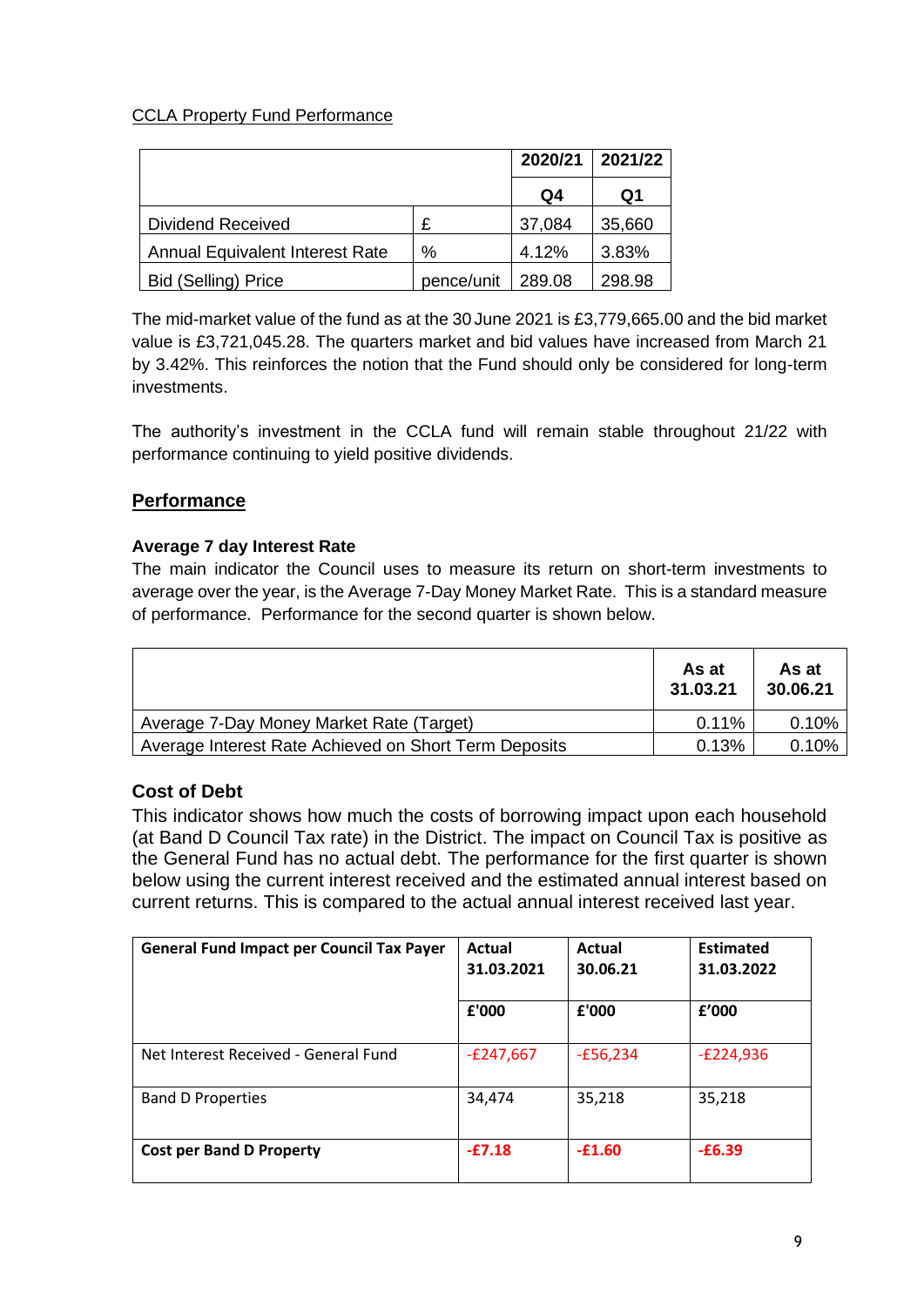CCLA Property Fund Performance

| | | 2020/21 | 2021/22 |
|---|---|---|---|
| | | Q4 | Q1 |
| Dividend Received | £ | 37,084 | 35,660 |
| Annual Equivalent Interest Rate | % | 4.12% | 3.83% |
| Bid (Selling) Price | pence/unit | 289.08 | 298.98 |

The mid-market value of the fund as at the 30 June 2021 is £3,779,665.00 and the bid market value is £3,721,045.28. The quarters market and bid values have increased from March 21 by 3.42%. This reinforces the notion that the Fund should only be considered for long-term investments.

The authority's investment in the CCLA fund will remain stable throughout 21/22 with performance continuing to yield positive dividends.

## Performance

### Average 7 day Interest Rate

The main indicator the Council uses to measure its return on short-term investments to average over the year, is the Average 7-Day Money Market Rate. This is a standard measure of performance. Performance for the second quarter is shown below.

| | As at 31.03.21 | As at 30.06.21 |
|---|---|---|
| Average 7-Day Money Market Rate (Target) | 0.11% | 0.10% |
| Average Interest Rate Achieved on Short Term Deposits | 0.13% | 0.10% |

### Cost of Debt

This indicator shows how much the costs of borrowing impact upon each household (at Band D Council Tax rate) in the District. The impact on Council Tax is positive as the General Fund has no actual debt. The performance for the first quarter is shown below using the current interest received and the estimated annual interest based on current returns. This is compared to the actual annual interest received last year.

| General Fund Impact per Council Tax Payer | Actual 31.03.2021 | Actual 30.06.21 | Estimated 31.03.2022 |
|---|---|---|---|
| | £'000 | £'000 | £'000 |
| Net Interest Received - General Fund | -£247,667 | -£56,234 | -£224,936 |
| Band D Properties | 34,474 | 35,218 | 35,218 |
| **Cost per Band D Property** | **-£7.18** | **-£1.60** | **-£6.39** |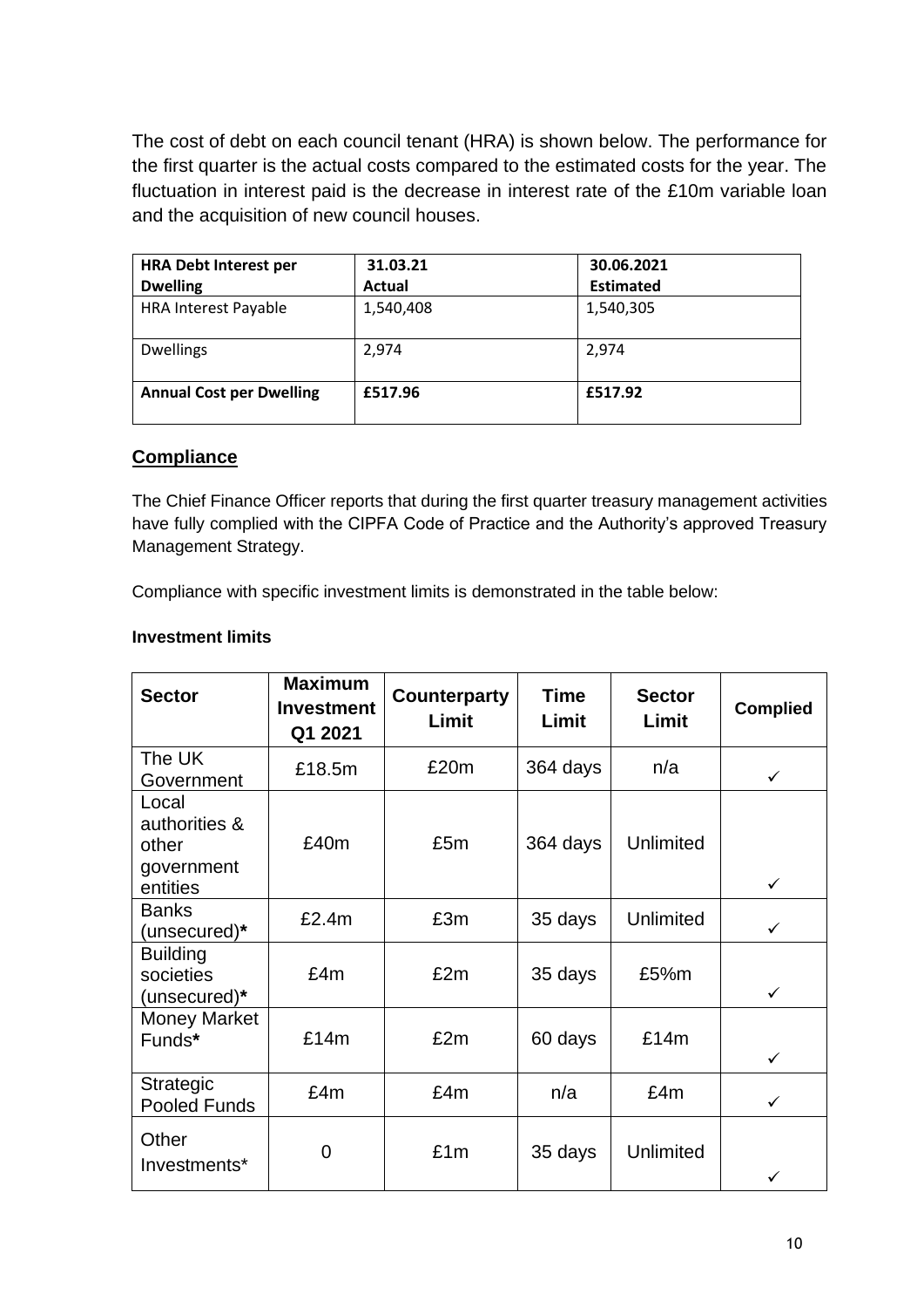The cost of debt on each council tenant (HRA) is shown below. The performance for the first quarter is the actual costs compared to the estimated costs for the year. The fluctuation in interest paid is the decrease in interest rate of the £10m variable loan and the acquisition of new council houses.

| **HRA Debt Interest per Dwelling** | **31.03.21 Actual** | **30.06.2021 Estimated** |
|---|---|---|
| HRA Interest Payable | 1,540,408 | 1,540,305 |
| Dwellings | 2,974 | 2,974 |
| **Annual Cost per Dwelling** | **£517.96** | **£517.92** |

## Compliance

The Chief Finance Officer reports that during the first quarter treasury management activities have fully complied with the CIPFA Code of Practice and the Authority's approved Treasury Management Strategy.

Compliance with specific investment limits is demonstrated in the table below:

**Investment limits**

| Sector | Maximum Investment Q1 2021 | Counterparty Limit | Time Limit | Sector Limit | Complied |
|---|---|---|---|---|---|
| The UK Government | £18.5m | £20m | 364 days | n/a | ✓ |
| Local authorities & other government entities | £40m | £5m | 364 days | Unlimited | ✓ |
| Banks (unsecured)**\*** | £2.4m | £3m | 35 days | Unlimited | ✓ |
| Building societies (unsecured)**\*** | £4m | £2m | 35 days | £5%m | ✓ |
| Money Market Funds**\*** | £14m | £2m | 60 days | £14m | ✓ |
| Strategic Pooled Funds | £4m | £4m | n/a | £4m | ✓ |
| Other Investments* | 0 | £1m | 35 days | Unlimited | ✓ |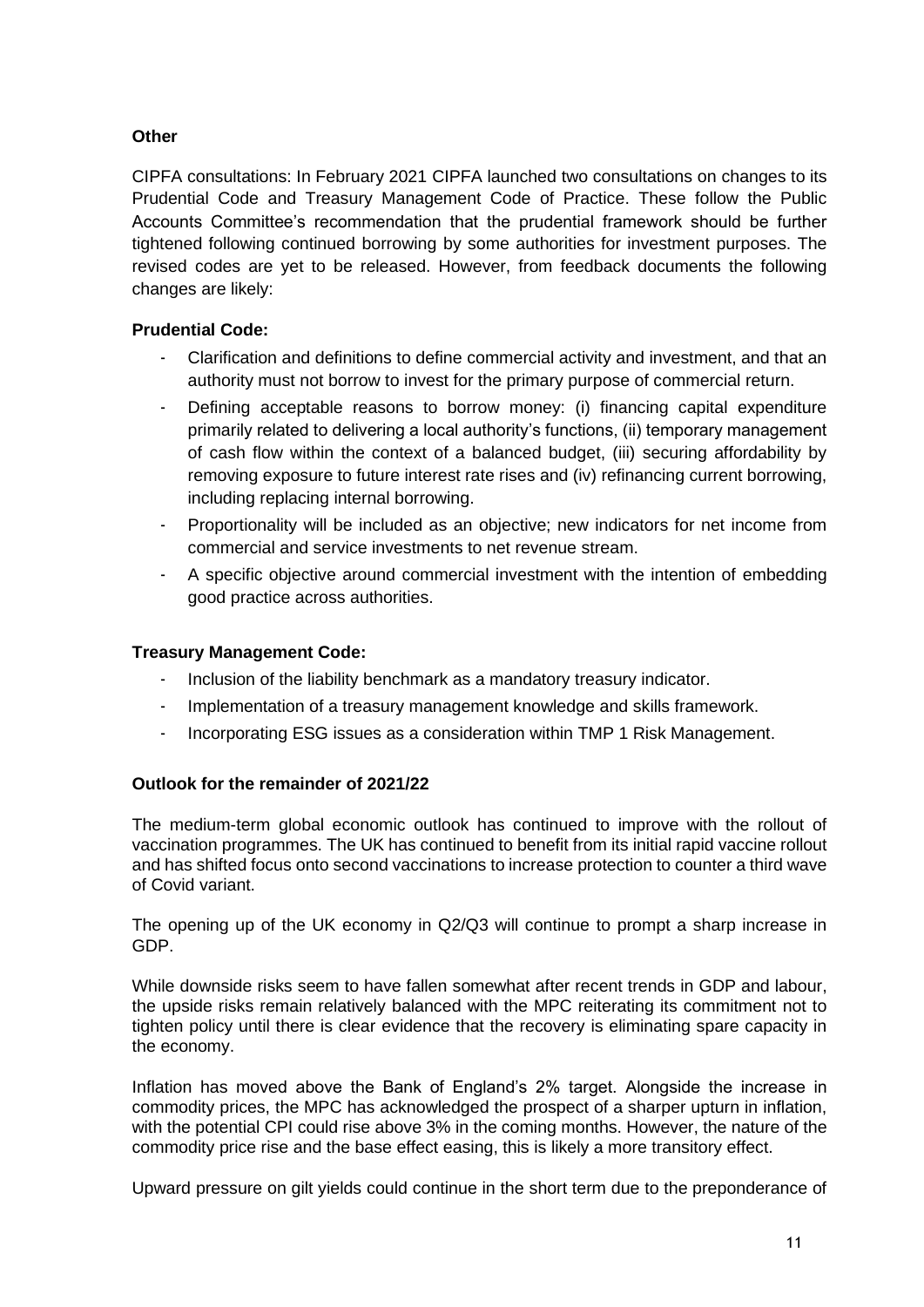**Other**

CIPFA consultations: In February 2021 CIPFA launched two consultations on changes to its Prudential Code and Treasury Management Code of Practice. These follow the Public Accounts Committee's recommendation that the prudential framework should be further tightened following continued borrowing by some authorities for investment purposes. The revised codes are yet to be released. However, from feedback documents the following changes are likely:

**Prudential Code:**

- Clarification and definitions to define commercial activity and investment, and that an authority must not borrow to invest for the primary purpose of commercial return.
- Defining acceptable reasons to borrow money: (i) financing capital expenditure primarily related to delivering a local authority's functions, (ii) temporary management of cash flow within the context of a balanced budget, (iii) securing affordability by removing exposure to future interest rate rises and (iv) refinancing current borrowing, including replacing internal borrowing.
- Proportionality will be included as an objective; new indicators for net income from commercial and service investments to net revenue stream.
- A specific objective around commercial investment with the intention of embedding good practice across authorities.

**Treasury Management Code:**

- Inclusion of the liability benchmark as a mandatory treasury indicator.
- Implementation of a treasury management knowledge and skills framework.
- Incorporating ESG issues as a consideration within TMP 1 Risk Management.

**Outlook for the remainder of 2021/22**

The medium-term global economic outlook has continued to improve with the rollout of vaccination programmes. The UK has continued to benefit from its initial rapid vaccine rollout and has shifted focus onto second vaccinations to increase protection to counter a third wave of Covid variant.

The opening up of the UK economy in Q2/Q3 will continue to prompt a sharp increase in GDP.

While downside risks seem to have fallen somewhat after recent trends in GDP and labour, the upside risks remain relatively balanced with the MPC reiterating its commitment not to tighten policy until there is clear evidence that the recovery is eliminating spare capacity in the economy.

Inflation has moved above the Bank of England's 2% target. Alongside the increase in commodity prices, the MPC has acknowledged the prospect of a sharper upturn in inflation, with the potential CPI could rise above 3% in the coming months. However, the nature of the commodity price rise and the base effect easing, this is likely a more transitory effect.

Upward pressure on gilt yields could continue in the short term due to the preponderance of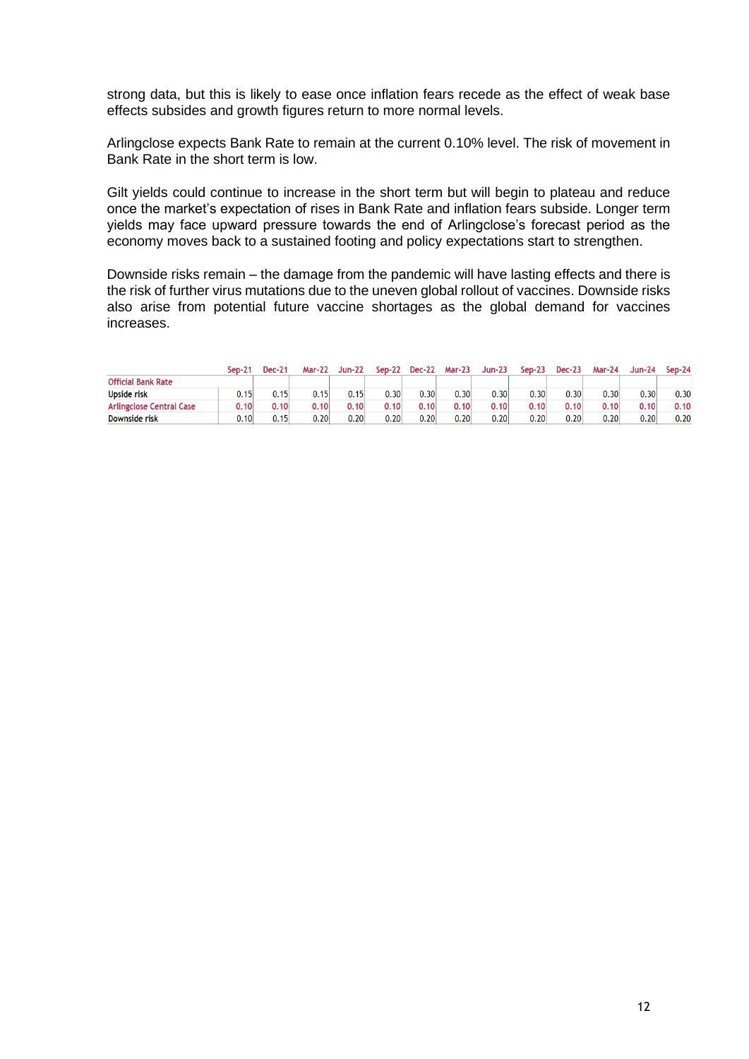strong data, but this is likely to ease once inflation fears recede as the effect of weak base effects subsides and growth figures return to more normal levels.

Arlingclose expects Bank Rate to remain at the current 0.10% level. The risk of movement in Bank Rate in the short term is low.

Gilt yields could continue to increase in the short term but will begin to plateau and reduce once the market's expectation of rises in Bank Rate and inflation fears subside. Longer term yields may face upward pressure towards the end of Arlingclose's forecast period as the economy moves back to a sustained footing and policy expectations start to strengthen.

Downside risks remain – the damage from the pandemic will have lasting effects and there is the risk of further virus mutations due to the uneven global rollout of vaccines. Downside risks also arise from potential future vaccine shortages as the global demand for vaccines increases.

| | Sep-21 | Dec-21 | Mar-22 | Jun-22 | Sep-22 | Dec-22 | Mar-23 | Jun-23 | Sep-23 | Dec-23 | Mar-24 | Jun-24 | Sep-24 |
|---|---|---|---|---|---|---|---|---|---|---|---|---|---|
| Official Bank Rate | | | | | | | | | | | | | |
| Upside risk | 0.15 | 0.15 | 0.15 | 0.15 | 0.30 | 0.30 | 0.30 | 0.30 | 0.30 | 0.30 | 0.30 | 0.30 | 0.30 |
| Arlingclose Central Case | 0.10 | 0.10 | 0.10 | 0.10 | 0.10 | 0.10 | 0.10 | 0.10 | 0.10 | 0.10 | 0.10 | 0.10 | 0.10 |
| Downside risk | 0.10 | 0.15 | 0.20 | 0.20 | 0.20 | 0.20 | 0.20 | 0.20 | 0.20 | 0.20 | 0.20 | 0.20 | 0.20 |